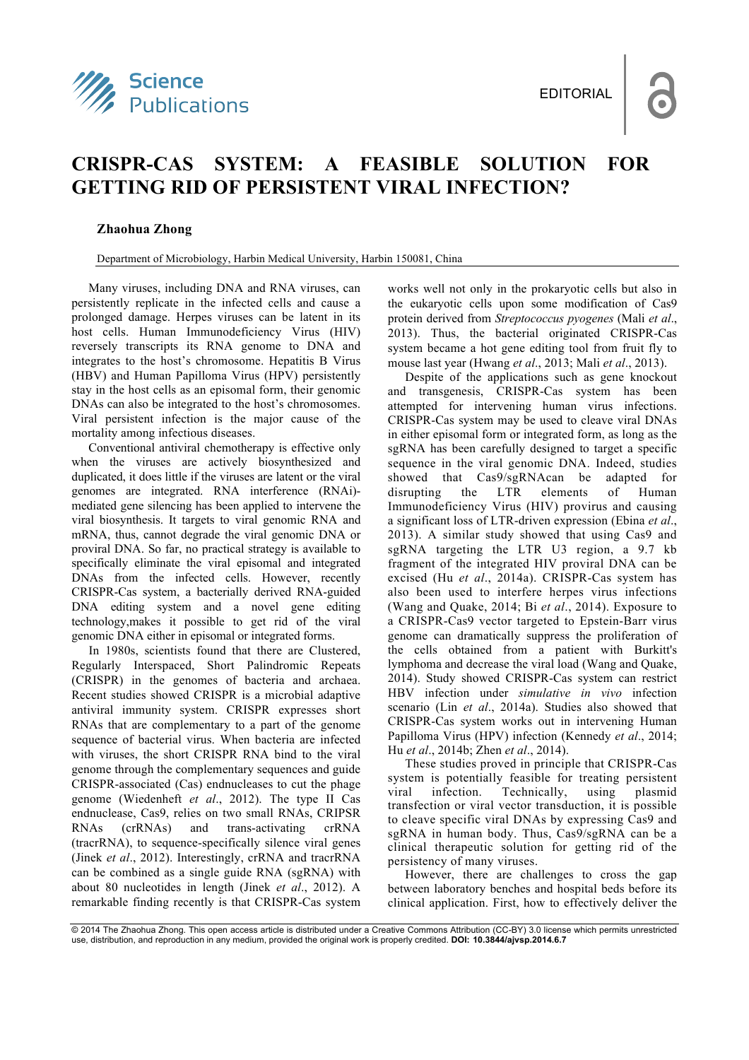EDITORIAL

# CRISPR-CAS SYSTEM: A FEASIBLE SOLUTION FOR GETTING RID OF PERSISTENT VIRAL INFECTION?

**Zhaohua Zhong**

Department of Microbiology, Harbin Medical University, Harbin 150081, China

Many viruses, including DNA and RNA viruses, can persistently replicate in the infected cells and cause a prolonged damage. Herpes viruses can be latent in its host cells. Human Immunodeficiency Virus (HIV) reversely transcripts its RNA genome to DNA and integrates to the host's chromosome. Hepatitis B Virus (HBV) and Human Papilloma Virus (HPV) persistently stay in the host cells as an episomal form, their genomic DNAs can also be integrated to the host's chromosomes. Viral persistent infection is the major cause of the mortality among infectious diseases.

Conventional antiviral chemotherapy is effective only when the viruses are actively biosynthesized and duplicated, it does little if the viruses are latent or the viral genomes are integrated. RNA interference (RNAi)-mediated gene silencing has been applied to intervene the viral biosynthesis. It targets to viral genomic RNA and mRNA, thus, cannot degrade the viral genomic DNA or proviral DNA. So far, no practical strategy is available to specifically eliminate the viral episomal and integrated DNAs from the infected cells. However, recently CRISPR-Cas system, a bacterially derived RNA-guided DNA editing system and a novel gene editing technology,makes it possible to get rid of the viral genomic DNA either in episomal or integrated forms.

In 1980s, scientists found that there are Clustered, Regularly Interspaced, Short Palindromic Repeats (CRISPR) in the genomes of bacteria and archaea. Recent studies showed CRISPR is a microbial adaptive antiviral immunity system. CRISPR expresses short RNAs that are complementary to a part of the genome sequence of bacterial virus. When bacteria are infected with viruses, the short CRISPR RNA bind to the viral genome through the complementary sequences and guide CRISPR-associated (Cas) endnucleases to cut the phage genome (Wiedenheft *et al*., 2012). The type II Cas endnuclease, Cas9, relies on two small RNAs, CRIPSR RNAs (crRNAs) and trans-activating crRNA (tracrRNA), to sequence-specifically silence viral genes (Jinek *et al*., 2012). Interestingly, crRNA and tracrRNA can be combined as a single guide RNA (sgRNA) with about 80 nucleotides in length (Jinek *et al*., 2012). A remarkable finding recently is that CRISPR-Cas system works well not only in the prokaryotic cells but also in the eukaryotic cells upon some modification of Cas9 protein derived from *Streptococcus pyogenes* (Mali *et al*., 2013). Thus, the bacterial originated CRISPR-Cas system became a hot gene editing tool from fruit fly to mouse last year (Hwang *et al*., 2013; Mali *et al*., 2013).

Despite of the applications such as gene knockout and transgenesis, CRISPR-Cas system has been attempted for intervening human virus infections. CRISPR-Cas system may be used to cleave viral DNAs in either episomal form or integrated form, as long as the sgRNA has been carefully designed to target a specific sequence in the viral genomic DNA. Indeed, studies showed that Cas9/sgRNAcan be adapted for disrupting the LTR elements of Human Immunodeficiency Virus (HIV) provirus and causing a significant loss of LTR-driven expression (Ebina *et al*., 2013). A similar study showed that using Cas9 and sgRNA targeting the LTR U3 region, a 9.7 kb fragment of the integrated HIV proviral DNA can be excised (Hu *et al*., 2014a). CRISPR-Cas system has also been used to interfere herpes virus infections (Wang and Quake, 2014; Bi *et al*., 2014). Exposure to a CRISPR-Cas9 vector targeted to Epstein-Barr virus genome can dramatically suppress the proliferation of the cells obtained from a patient with Burkitt's lymphoma and decrease the viral load (Wang and Quake, 2014). Study showed CRISPR-Cas system can restrict HBV infection under *simulative in vivo* infection scenario (Lin *et al*., 2014a). Studies also showed that CRISPR-Cas system works out in intervening Human Papilloma Virus (HPV) infection (Kennedy *et al*., 2014; Hu *et al*., 2014b; Zhen *et al*., 2014).

These studies proved in principle that CRISPR-Cas system is potentially feasible for treating persistent viral infection. Technically, using plasmid transfection or viral vector transduction, it is possible to cleave specific viral DNAs by expressing Cas9 and sgRNA in human body. Thus, Cas9/sgRNA can be a clinical therapeutic solution for getting rid of the persistency of many viruses.

However, there are challenges to cross the gap between laboratory benches and hospital beds before its clinical application. First, how to effectively deliver the

© 2014 The Zhaohua Zhong. This open access article is distributed under a Creative Commons Attribution (CC-BY) 3.0 license which permits unrestricted use, distribution, and reproduction in any medium, provided the original work is properly credited. **DOI: 10.3844/ajvsp.2014.6.7**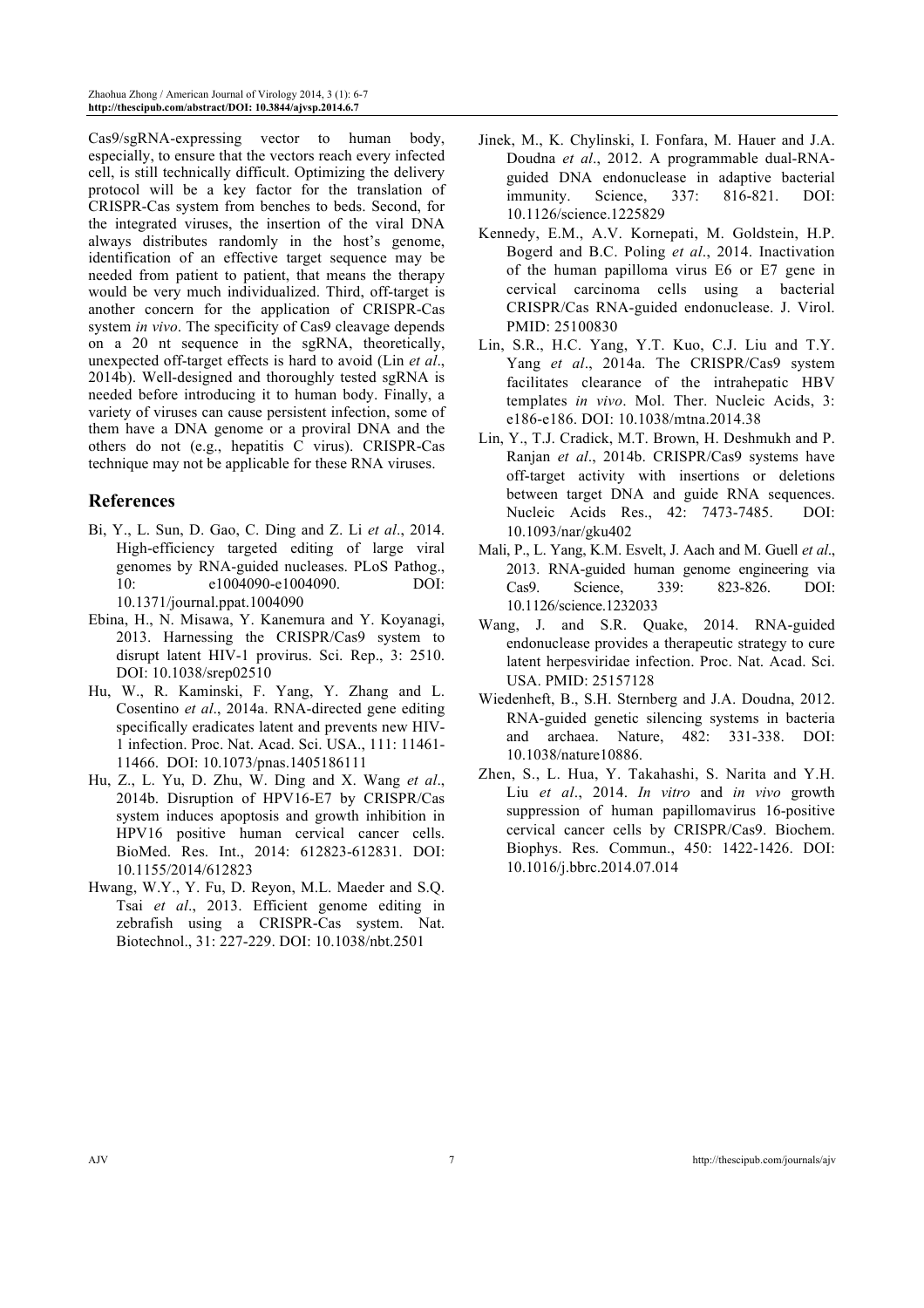Cas9/sgRNA-expressing vector to human body, especially, to ensure that the vectors reach every infected cell, is still technically difficult. Optimizing the delivery protocol will be a key factor for the translation of CRISPR-Cas system from benches to beds. Second, for the integrated viruses, the insertion of the viral DNA always distributes randomly in the host's genome, identification of an effective target sequence may be needed from patient to patient, that means the therapy would be very much individualized. Third, off-target is another concern for the application of CRISPR-Cas system *in vivo*. The specificity of Cas9 cleavage depends on a 20 nt sequence in the sgRNA, theoretically, unexpected off-target effects is hard to avoid (Lin *et al*., 2014b). Well-designed and thoroughly tested sgRNA is needed before introducing it to human body. Finally, a variety of viruses can cause persistent infection, some of them have a DNA genome or a proviral DNA and the others do not (e.g., hepatitis C virus). CRISPR-Cas technique may not be applicable for these RNA viruses.

## References

Bi, Y., L. Sun, D. Gao, C. Ding and Z. Li *et al*., 2014. High-efficiency targeted editing of large viral genomes by RNA-guided nucleases. PLoS Pathog., 10: e1004090-e1004090. DOI: 10.1371/journal.ppat.1004090

Ebina, H., N. Misawa, Y. Kanemura and Y. Koyanagi, 2013. Harnessing the CRISPR/Cas9 system to disrupt latent HIV-1 provirus. Sci. Rep., 3: 2510. DOI: 10.1038/srep02510

Hu, W., R. Kaminski, F. Yang, Y. Zhang and L. Cosentino *et al*., 2014a. RNA-directed gene editing specifically eradicates latent and prevents new HIV-1 infection. Proc. Nat. Acad. Sci. USA., 111: 11461-11466. DOI: 10.1073/pnas.1405186111

Hu, Z., L. Yu, D. Zhu, W. Ding and X. Wang *et al*., 2014b. Disruption of HPV16-E7 by CRISPR/Cas system induces apoptosis and growth inhibition in HPV16 positive human cervical cancer cells. BioMed. Res. Int., 2014: 612823-612831. DOI: 10.1155/2014/612823

Hwang, W.Y., Y. Fu, D. Reyon, M.L. Maeder and S.Q. Tsai *et al*., 2013. Efficient genome editing in zebrafish using a CRISPR-Cas system. Nat. Biotechnol., 31: 227-229. DOI: 10.1038/nbt.2501

Jinek, M., K. Chylinski, I. Fonfara, M. Hauer and J.A. Doudna *et al*., 2012. A programmable dual-RNA-guided DNA endonuclease in adaptive bacterial immunity. Science, 337: 816-821. DOI: 10.1126/science.1225829

Kennedy, E.M., A.V. Kornepati, M. Goldstein, H.P. Bogerd and B.C. Poling *et al*., 2014. Inactivation of the human papilloma virus E6 or E7 gene in cervical carcinoma cells using a bacterial CRISPR/Cas RNA-guided endonuclease. J. Virol. PMID: 25100830

Lin, S.R., H.C. Yang, Y.T. Kuo, C.J. Liu and T.Y. Yang *et al*., 2014a. The CRISPR/Cas9 system facilitates clearance of the intrahepatic HBV templates *in vivo*. Mol. Ther. Nucleic Acids, 3: e186-e186. DOI: 10.1038/mtna.2014.38

Lin, Y., T.J. Cradick, M.T. Brown, H. Deshmukh and P. Ranjan *et al*., 2014b. CRISPR/Cas9 systems have off-target activity with insertions or deletions between target DNA and guide RNA sequences. Nucleic Acids Res., 42: 7473-7485. DOI: 10.1093/nar/gku402

Mali, P., L. Yang, K.M. Esvelt, J. Aach and M. Guell *et al*., 2013. RNA-guided human genome engineering via Cas9. Science, 339: 823-826. DOI: 10.1126/science.1232033

Wang, J. and S.R. Quake, 2014. RNA-guided endonuclease provides a therapeutic strategy to cure latent herpesviridae infection. Proc. Nat. Acad. Sci. USA. PMID: 25157128

Wiedenheft, B., S.H. Sternberg and J.A. Doudna, 2012. RNA-guided genetic silencing systems in bacteria and archaea. Nature, 482: 331-338. DOI: 10.1038/nature10886.

Zhen, S., L. Hua, Y. Takahashi, S. Narita and Y.H. Liu *et al*., 2014. *In vitro* and *in vivo* growth suppression of human papillomavirus 16-positive cervical cancer cells by CRISPR/Cas9. Biochem. Biophys. Res. Commun., 450: 1422-1426. DOI: 10.1016/j.bbrc.2014.07.014